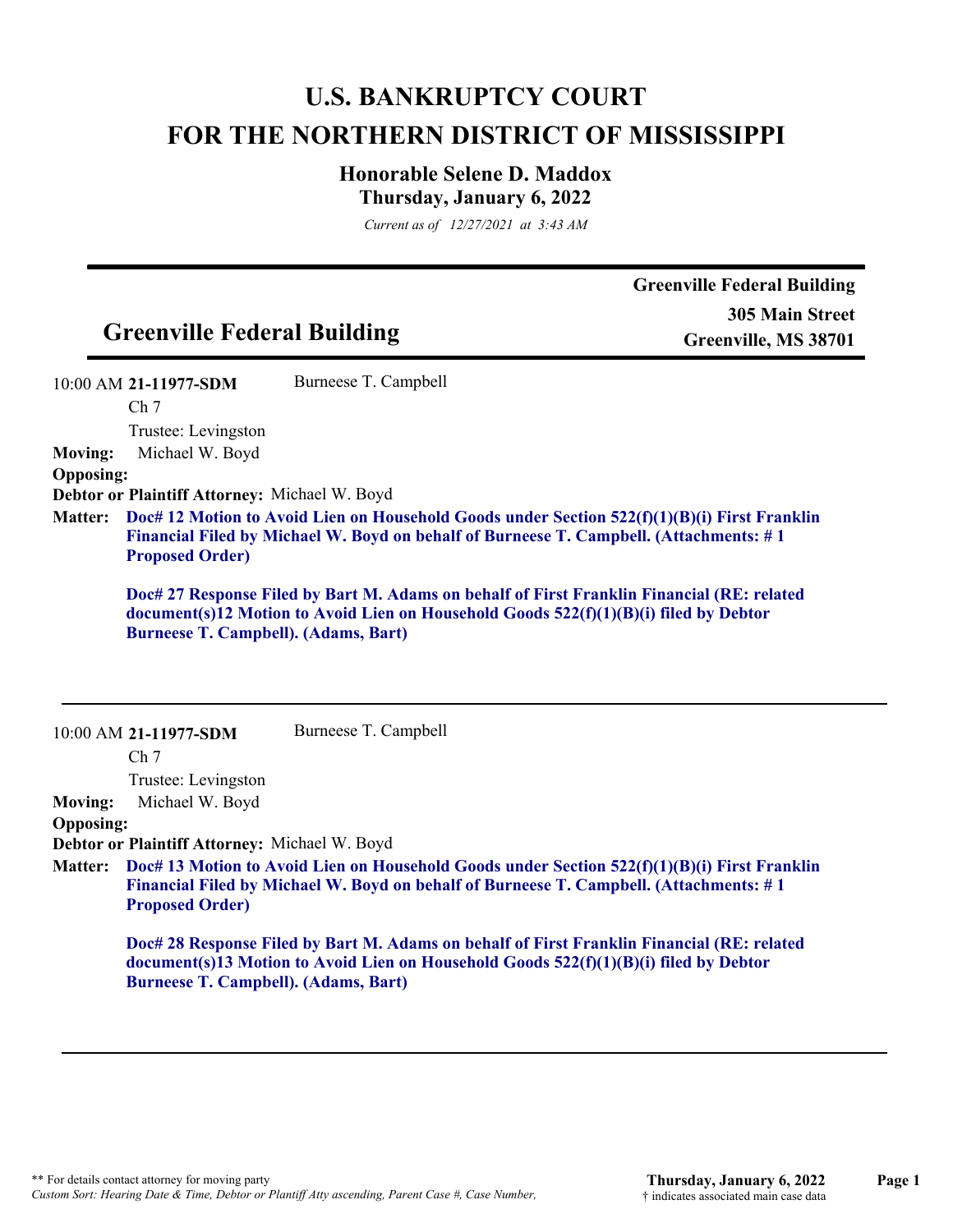# U.S. BANKRUPTCY COURT
# FOR THE NORTHERN DISTRICT OF MISSISSIPPI

### Honorable Selene D. Maddox
### Thursday, January 6, 2022

*Current as of 12/27/2021 at 3:43 AM*

---

## Greenville Federal Building

**Greenville Federal Building**
**305 Main Street**
**Greenville, MS 38701**

---

10:00 AM **21-11977-SDM** Burneese T. Campbell
Ch 7
Trustee: Levingston

**Moving:** Michael W. Boyd
**Opposing:**
**Debtor or Plaintiff Attorney:** Michael W. Boyd

**Matter:** **Doc# 12 Motion to Avoid Lien on Household Goods under Section 522(f)(1)(B)(i) First Franklin Financial Filed by Michael W. Boyd on behalf of Burneese T. Campbell. (Attachments: # 1 Proposed Order)**

**Doc# 27 Response Filed by Bart M. Adams on behalf of First Franklin Financial (RE: related document(s)12 Motion to Avoid Lien on Household Goods 522(f)(1)(B)(i) filed by Debtor Burneese T. Campbell). (Adams, Bart)**

---

10:00 AM **21-11977-SDM** Burneese T. Campbell
Ch 7
Trustee: Levingston

**Moving:** Michael W. Boyd
**Opposing:**
**Debtor or Plaintiff Attorney:** Michael W. Boyd

**Matter:** **Doc# 13 Motion to Avoid Lien on Household Goods under Section 522(f)(1)(B)(i) First Franklin Financial Filed by Michael W. Boyd on behalf of Burneese T. Campbell. (Attachments: # 1 Proposed Order)**

**Doc# 28 Response Filed by Bart M. Adams on behalf of First Franklin Financial (RE: related document(s)13 Motion to Avoid Lien on Household Goods 522(f)(1)(B)(i) filed by Debtor Burneese T. Campbell). (Adams, Bart)**

---

** For details contact attorney for moving party
*Custom Sort: Hearing Date & Time, Debtor or Plantiff Atty ascending, Parent Case #, Case Number,*

† indicates associated main case data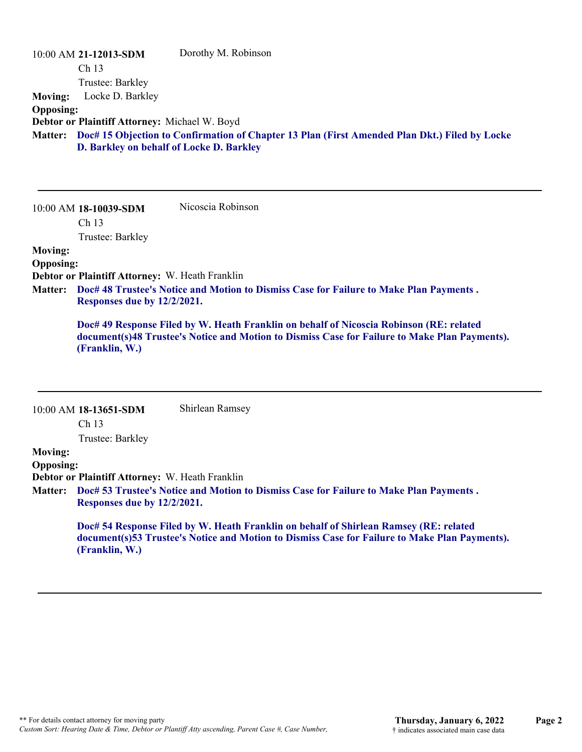10:00 AM **21-12013-SDM** Dorothy M. Robinson

Ch 13

Trustee: Barkley

**Moving:** Locke D. Barkley

**Opposing:**

**Debtor or Plaintiff Attorney:** Michael W. Boyd

**Matter:** **Doc# 15 Objection to Confirmation of Chapter 13 Plan (First Amended Plan Dkt.) Filed by Locke D. Barkley on behalf of Locke D. Barkley**

---

10:00 AM **18-10039-SDM** Nicoscia Robinson

Ch 13

Trustee: Barkley

**Moving:**

**Opposing:**

**Debtor or Plaintiff Attorney:** W. Heath Franklin

**Matter:** **Doc# 48 Trustee's Notice and Motion to Dismiss Case for Failure to Make Plan Payments . Responses due by 12/2/2021.**

**Doc# 49 Response Filed by W. Heath Franklin on behalf of Nicoscia Robinson (RE: related document(s)48 Trustee's Notice and Motion to Dismiss Case for Failure to Make Plan Payments). (Franklin, W.)**

---

10:00 AM **18-13651-SDM** Shirlean Ramsey

Ch 13

Trustee: Barkley

**Moving:**

**Opposing:**

**Debtor or Plaintiff Attorney:** W. Heath Franklin

**Matter:** **Doc# 53 Trustee's Notice and Motion to Dismiss Case for Failure to Make Plan Payments . Responses due by 12/2/2021.**

**Doc# 54 Response Filed by W. Heath Franklin on behalf of Shirlean Ramsey (RE: related document(s)53 Trustee's Notice and Motion to Dismiss Case for Failure to Make Plan Payments). (Franklin, W.)**

---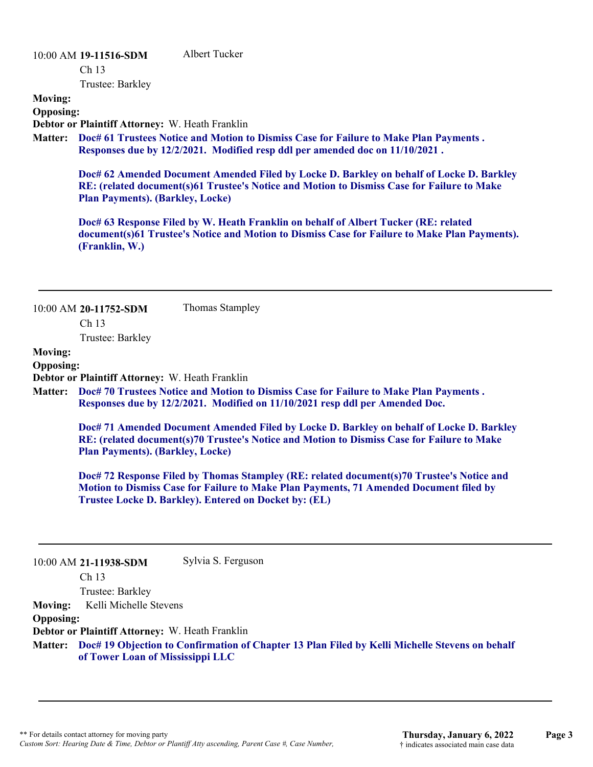10:00 AM **19-11516-SDM** Albert Tucker

Ch 13

Trustee: Barkley

**Moving:**

**Opposing:**

**Debtor or Plaintiff Attorney:** W. Heath Franklin

**Matter:** **Doc# 61 Trustees Notice and Motion to Dismiss Case for Failure to Make Plan Payments . Responses due by 12/2/2021. Modified resp ddl per amended doc on 11/10/2021 .**

**Doc# 62 Amended Document Amended Filed by Locke D. Barkley on behalf of Locke D. Barkley RE: (related document(s)61 Trustee's Notice and Motion to Dismiss Case for Failure to Make Plan Payments). (Barkley, Locke)**

**Doc# 63 Response Filed by W. Heath Franklin on behalf of Albert Tucker (RE: related document(s)61 Trustee's Notice and Motion to Dismiss Case for Failure to Make Plan Payments). (Franklin, W.)**

---

10:00 AM **20-11752-SDM** Thomas Stampley

Ch 13

Trustee: Barkley

**Moving:**

**Opposing:**

**Debtor or Plaintiff Attorney:** W. Heath Franklin

**Matter:** **Doc# 70 Trustees Notice and Motion to Dismiss Case for Failure to Make Plan Payments . Responses due by 12/2/2021. Modified on 11/10/2021 resp ddl per Amended Doc.**

**Doc# 71 Amended Document Amended Filed by Locke D. Barkley on behalf of Locke D. Barkley RE: (related document(s)70 Trustee's Notice and Motion to Dismiss Case for Failure to Make Plan Payments). (Barkley, Locke)**

**Doc# 72 Response Filed by Thomas Stampley (RE: related document(s)70 Trustee's Notice and Motion to Dismiss Case for Failure to Make Plan Payments, 71 Amended Document filed by Trustee Locke D. Barkley). Entered on Docket by: (EL)**

---

10:00 AM **21-11938-SDM** Sylvia S. Ferguson

Ch 13

Trustee: Barkley

**Moving:** Kelli Michelle Stevens

**Opposing:**

**Debtor or Plaintiff Attorney:** W. Heath Franklin

**Matter:** **Doc# 19 Objection to Confirmation of Chapter 13 Plan Filed by Kelli Michelle Stevens on behalf of Tower Loan of Mississippi LLC**

---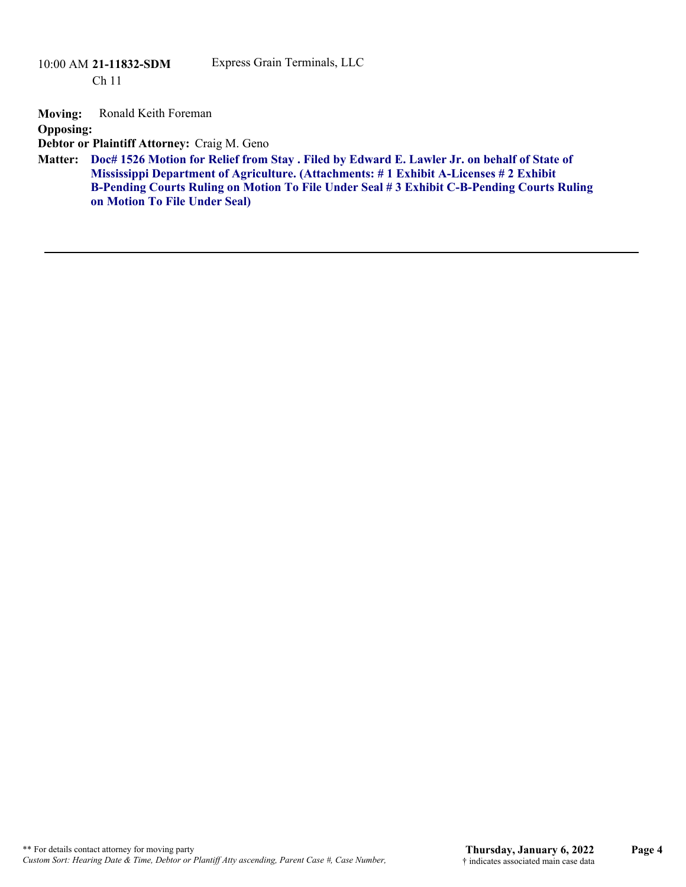10:00 AM **21-11832-SDM** Express Grain Terminals, LLC
Ch 11

**Moving:** Ronald Keith Foreman
**Opposing:**
**Debtor or Plaintiff Attorney:** Craig M. Geno
**Matter:** **Doc# 1526 Motion for Relief from Stay . Filed by Edward E. Lawler Jr. on behalf of State of Mississippi Department of Agriculture. (Attachments: # 1 Exhibit A-Licenses # 2 Exhibit B-Pending Courts Ruling on Motion To File Under Seal # 3 Exhibit C-B-Pending Courts Ruling on Motion To File Under Seal)**

---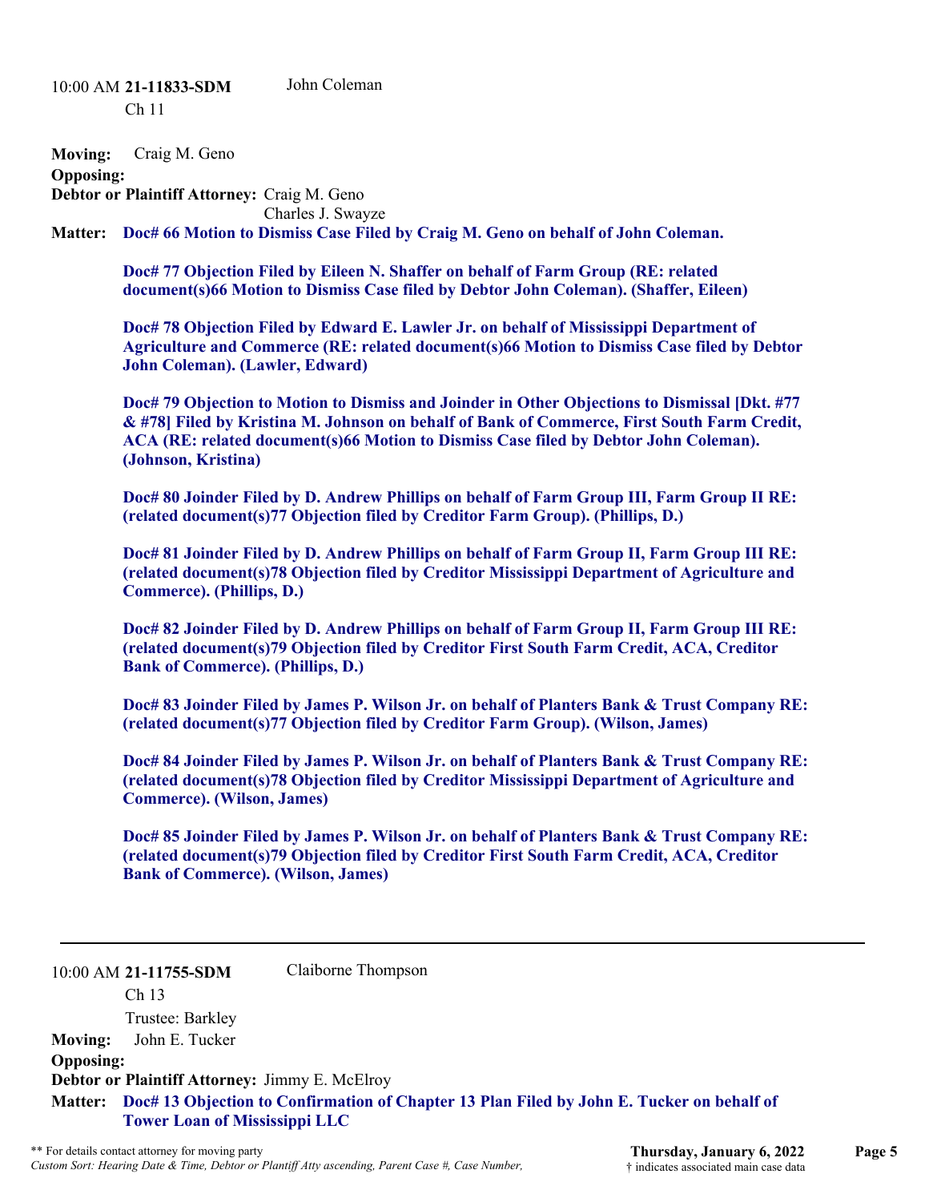10:00 AM **21-11833-SDM** John Coleman

Ch 11

**Moving:** Craig M. Geno

**Opposing:**

**Debtor or Plaintiff Attorney:** Craig M. Geno
Charles J. Swayze

**Matter:** **Doc# 66 Motion to Dismiss Case Filed by Craig M. Geno on behalf of John Coleman.**

**Doc# 77 Objection Filed by Eileen N. Shaffer on behalf of Farm Group (RE: related document(s)66 Motion to Dismiss Case filed by Debtor John Coleman). (Shaffer, Eileen)**

**Doc# 78 Objection Filed by Edward E. Lawler Jr. on behalf of Mississippi Department of Agriculture and Commerce (RE: related document(s)66 Motion to Dismiss Case filed by Debtor John Coleman). (Lawler, Edward)**

**Doc# 79 Objection to Motion to Dismiss and Joinder in Other Objections to Dismissal [Dkt. #77 & #78] Filed by Kristina M. Johnson on behalf of Bank of Commerce, First South Farm Credit, ACA (RE: related document(s)66 Motion to Dismiss Case filed by Debtor John Coleman). (Johnson, Kristina)**

**Doc# 80 Joinder Filed by D. Andrew Phillips on behalf of Farm Group III, Farm Group II RE: (related document(s)77 Objection filed by Creditor Farm Group). (Phillips, D.)**

**Doc# 81 Joinder Filed by D. Andrew Phillips on behalf of Farm Group II, Farm Group III RE: (related document(s)78 Objection filed by Creditor Mississippi Department of Agriculture and Commerce). (Phillips, D.)**

**Doc# 82 Joinder Filed by D. Andrew Phillips on behalf of Farm Group II, Farm Group III RE: (related document(s)79 Objection filed by Creditor First South Farm Credit, ACA, Creditor Bank of Commerce). (Phillips, D.)**

**Doc# 83 Joinder Filed by James P. Wilson Jr. on behalf of Planters Bank & Trust Company RE: (related document(s)77 Objection filed by Creditor Farm Group). (Wilson, James)**

**Doc# 84 Joinder Filed by James P. Wilson Jr. on behalf of Planters Bank & Trust Company RE: (related document(s)78 Objection filed by Creditor Mississippi Department of Agriculture and Commerce). (Wilson, James)**

**Doc# 85 Joinder Filed by James P. Wilson Jr. on behalf of Planters Bank & Trust Company RE: (related document(s)79 Objection filed by Creditor First South Farm Credit, ACA, Creditor Bank of Commerce). (Wilson, James)**

---

10:00 AM **21-11755-SDM** Claiborne Thompson

Ch 13

Trustee: Barkley

**Moving:** John E. Tucker

**Opposing:**

**Debtor or Plaintiff Attorney:** Jimmy E. McElroy

**Matter:** **Doc# 13 Objection to Confirmation of Chapter 13 Plan Filed by John E. Tucker on behalf of Tower Loan of Mississippi LLC**

** For details contact attorney for moving party

*Custom Sort: Hearing Date & Time, Debtor or Plantiff Atty ascending, Parent Case #, Case Number,*

**Thursday, January 6, 2022**

† indicates associated main case data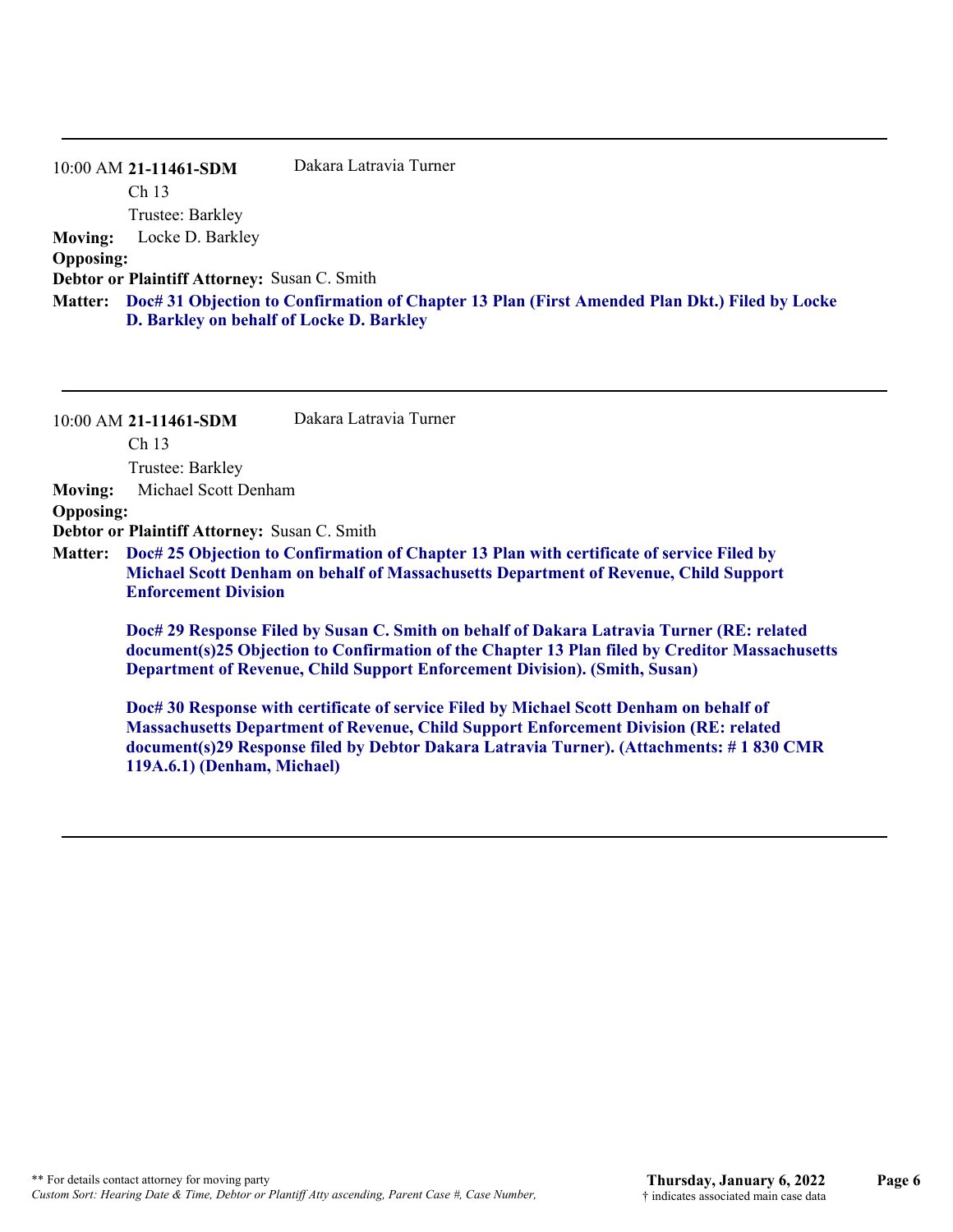---

10:00 AM **21-11461-SDM** Dakara Latravia Turner

Ch 13

Trustee: Barkley

**Moving:** Locke D. Barkley

**Opposing:**

**Debtor or Plaintiff Attorney:** Susan C. Smith

**Matter:** **Doc# 31 Objection to Confirmation of Chapter 13 Plan (First Amended Plan Dkt.) Filed by Locke D. Barkley on behalf of Locke D. Barkley**

---

10:00 AM **21-11461-SDM** Dakara Latravia Turner

Ch 13

Trustee: Barkley

**Moving:** Michael Scott Denham

**Opposing:**

**Debtor or Plaintiff Attorney:** Susan C. Smith

**Matter:** **Doc# 25 Objection to Confirmation of Chapter 13 Plan with certificate of service Filed by Michael Scott Denham on behalf of Massachusetts Department of Revenue, Child Support Enforcement Division**

**Doc# 29 Response Filed by Susan C. Smith on behalf of Dakara Latravia Turner (RE: related document(s)25 Objection to Confirmation of the Chapter 13 Plan filed by Creditor Massachusetts Department of Revenue, Child Support Enforcement Division). (Smith, Susan)**

**Doc# 30 Response with certificate of service Filed by Michael Scott Denham on behalf of Massachusetts Department of Revenue, Child Support Enforcement Division (RE: related document(s)29 Response filed by Debtor Dakara Latravia Turner). (Attachments: # 1 830 CMR 119A.6.1) (Denham, Michael)**

---